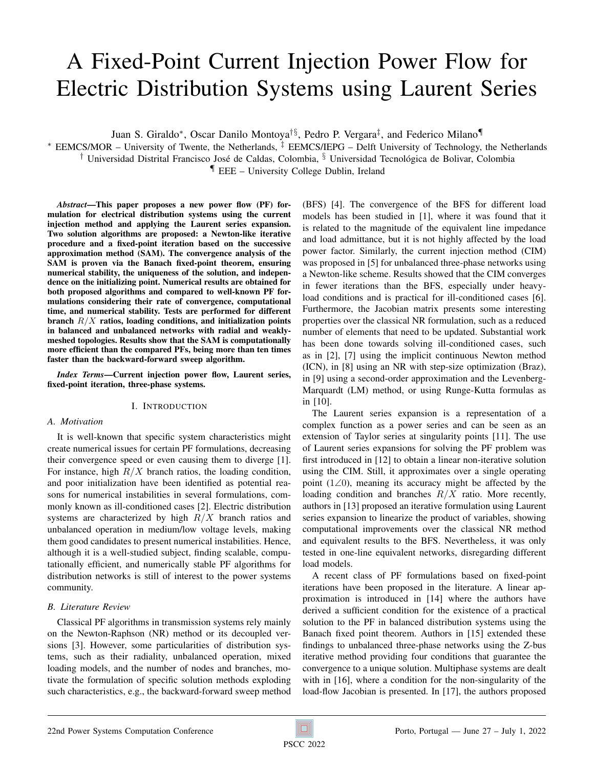# A Fixed-Point Current Injection Power Flow for Electric Distribution Systems using Laurent Series

Juan S. Giraldo[*], Oscar Danilo Montoya[†§], Pedro P. Vergara[‡], and Federico Milano[¶]

[*] EEMCS/MOR – University of Twente, the Netherlands, [‡] EEMCS/IEPG – Delft University of Technology, the Netherlands
[†] Universidad Distrital Francisco José de Caldas, Colombia, [§] Universidad Tecnológica de Bolivar, Colombia
[¶] EEE – University College Dublin, Ireland

***Abstract*—This paper proposes a new power flow (PF) formulation for electrical distribution systems using the current injection method and applying the Laurent series expansion. Two solution algorithms are proposed: a Newton-like iterative procedure and a fixed-point iteration based on the successive approximation method (SAM). The convergence analysis of the SAM is proven via the Banach fixed-point theorem, ensuring numerical stability, the uniqueness of the solution, and independence on the initializing point. Numerical results are obtained for both proposed algorithms and compared to well-known PF formulations considering their rate of convergence, computational time, and numerical stability. Tests are performed for different branch $R/X$ ratios, loading conditions, and initialization points in balanced and unbalanced networks with radial and weakly-meshed topologies. Results show that the SAM is computationally more efficient than the compared PFs, being more than ten times faster than the backward-forward sweep algorithm.**

***Index Terms*—Current injection power flow, Laurent series, fixed-point iteration, three-phase systems.**

## I. Introduction

### A. Motivation

It is well-known that specific system characteristics might create numerical issues for certain PF formulations, decreasing their convergence speed or even causing them to diverge [1]. For instance, high $R/X$ branch ratios, the loading condition, and poor initialization have been identified as potential reasons for numerical instabilities in several formulations, commonly known as ill-conditioned cases [2]. Electric distribution systems are characterized by high $R/X$ branch ratios and unbalanced operation in medium/low voltage levels, making them good candidates to present numerical instabilities. Hence, although it is a well-studied subject, finding scalable, computationally efficient, and numerically stable PF algorithms for distribution networks is still of interest to the power systems community.

### B. Literature Review

Classical PF algorithms in transmission systems rely mainly on the Newton-Raphson (NR) method or its decoupled versions [3]. However, some particularities of distribution systems, such as their radiality, unbalanced operation, mixed loading models, and the number of nodes and branches, motivate the formulation of specific solution methods exploding such characteristics, e.g., the backward-forward sweep method (BFS) [4]. The convergence of the BFS for different load models has been studied in [1], where it was found that it is related to the magnitude of the equivalent line impedance and load admittance, but it is not highly affected by the load power factor. Similarly, the current injection method (CIM) was proposed in [5] for unbalanced three-phase networks using a Newton-like scheme. Results showed that the CIM converges in fewer iterations than the BFS, especially under heavy-load conditions and is practical for ill-conditioned cases [6]. Furthermore, the Jacobian matrix presents some interesting properties over the classical NR formulation, such as a reduced number of elements that need to be updated. Substantial work has been done towards solving ill-conditioned cases, such as in [2], [7] using the implicit continuous Newton method (ICN), in [8] using an NR with step-size optimization (Braz), in [9] using a second-order approximation and the Levenberg-Marquardt (LM) method, or using Runge-Kutta formulas as in [10].

The Laurent series expansion is a representation of a complex function as a power series and can be seen as an extension of Taylor series at singularity points [11]. The use of Laurent series expansions for solving the PF problem was first introduced in [12] to obtain a linear non-iterative solution using the CIM. Still, it approximates over a single operating point ($1\angle 0$), meaning its accuracy might be affected by the loading condition and branches $R/X$ ratio. More recently, authors in [13] proposed an iterative formulation using Laurent series expansion to linearize the product of variables, showing computational improvements over the classical NR method and equivalent results to the BFS. Nevertheless, it was only tested in one-line equivalent networks, disregarding different load models.

A recent class of PF formulations based on fixed-point iterations have been proposed in the literature. A linear approximation is introduced in [14] where the authors have derived a sufficient condition for the existence of a practical solution to the PF in balanced distribution systems using the Banach fixed point theorem. Authors in [15] extended these findings to unbalanced three-phase networks using the Z-bus iterative method providing four conditions that guarantee the convergence to a unique solution. Multiphase systems are dealt with in [16], where a condition for the non-singularity of the load-flow Jacobian is presented. In [17], the authors proposed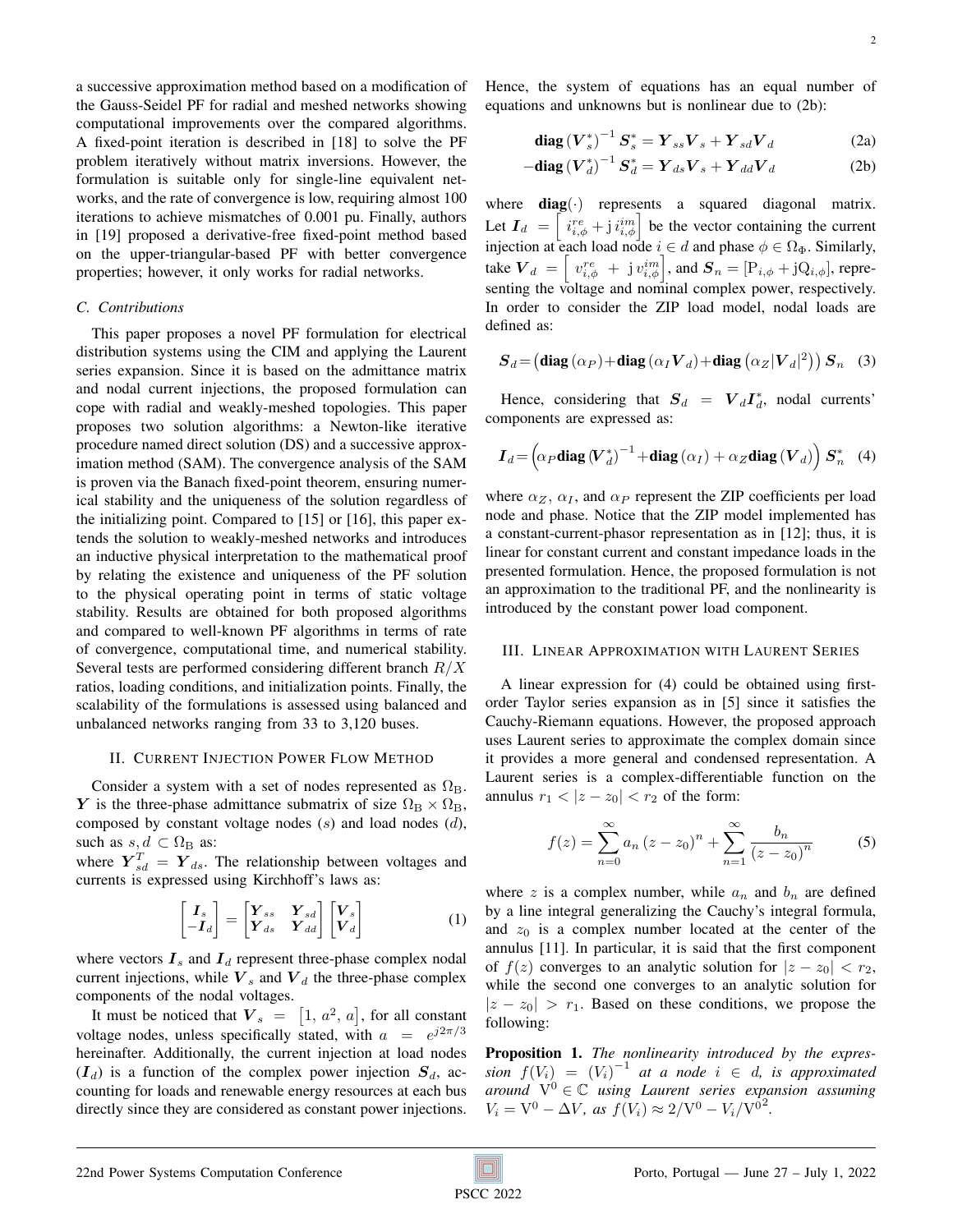a successive approximation method based on a modification of the Gauss-Seidel PF for radial and meshed networks showing computational improvements over the compared algorithms. A fixed-point iteration is described in [18] to solve the PF problem iteratively without matrix inversions. However, the formulation is suitable only for single-line equivalent networks, and the rate of convergence is low, requiring almost 100 iterations to achieve mismatches of 0.001 pu. Finally, authors in [19] proposed a derivative-free fixed-point method based on the upper-triangular-based PF with better convergence properties; however, it only works for radial networks.

### C. Contributions

This paper proposes a novel PF formulation for electrical distribution systems using the CIM and applying the Laurent series expansion. Since it is based on the admittance matrix and nodal current injections, the proposed formulation can cope with radial and weakly-meshed topologies. This paper proposes two solution algorithms: a Newton-like iterative procedure named direct solution (DS) and a successive approximation method (SAM). The convergence analysis of the SAM is proven via the Banach fixed-point theorem, ensuring numerical stability and the uniqueness of the solution regardless of the initializing point. Compared to [15] or [16], this paper extends the solution to weakly-meshed networks and introduces an inductive physical interpretation to the mathematical proof by relating the existence and uniqueness of the PF solution to the physical operating point in terms of static voltage stability. Results are obtained for both proposed algorithms and compared to well-known PF algorithms in terms of rate of convergence, computational time, and numerical stability. Several tests are performed considering different branch $R/X$ ratios, loading conditions, and initialization points. Finally, the scalability of the formulations is assessed using balanced and unbalanced networks ranging from 33 to 3,120 buses.

## II. Current Injection Power Flow Method

Consider a system with a set of nodes represented as $\Omega_{\mathrm{B}}$. $\boldsymbol{Y}$ is the three-phase admittance submatrix of size $\Omega_{\mathrm{B}} \times \Omega_{\mathrm{B}}$, composed by constant voltage nodes ($s$) and load nodes ($d$), such as $s, d \subset \Omega_{\mathrm{B}}$ as:
where $\boldsymbol{Y}_{sd}^{T} = \boldsymbol{Y}_{ds}$. The relationship between voltages and currents is expressed using Kirchhoff's laws as:

$$\begin{bmatrix} \boldsymbol{I}_s \\ -\boldsymbol{I}_d \end{bmatrix} = \begin{bmatrix} \boldsymbol{Y}_{ss} & \boldsymbol{Y}_{sd} \\ \boldsymbol{Y}_{ds} & \boldsymbol{Y}_{dd} \end{bmatrix} \begin{bmatrix} \boldsymbol{V}_s \\ \boldsymbol{V}_d \end{bmatrix} \tag{1}$$

where vectors $\boldsymbol{I}_s$ and $\boldsymbol{I}_d$ represent three-phase complex nodal current injections, while $\boldsymbol{V}_s$ and $\boldsymbol{V}_d$ the three-phase complex components of the nodal voltages.

It must be noticed that $\boldsymbol{V}_s = \left[1,\, a^2,\, a\right]$, for all constant voltage nodes, unless specifically stated, with $a = e^{j2\pi/3}$ hereinafter. Additionally, the current injection at load nodes ($\boldsymbol{I}_d$) is a function of the complex power injection $\boldsymbol{S}_d$, accounting for loads and renewable energy resources at each bus directly since they are considered as constant power injections. Hence, the system of equations has an equal number of equations and unknowns but is nonlinear due to (2b):

$$\mathbf{diag}\left(\boldsymbol{V}_s^{*}\right)^{-1} \boldsymbol{S}_s^{*} = \boldsymbol{Y}_{ss}\boldsymbol{V}_s + \boldsymbol{Y}_{sd}\boldsymbol{V}_d \tag{2a}$$

$$-\mathbf{diag}\left(\boldsymbol{V}_d^{*}\right)^{-1} \boldsymbol{S}_d^{*} = \boldsymbol{Y}_{ds}\boldsymbol{V}_s + \boldsymbol{Y}_{dd}\boldsymbol{V}_d \tag{2b}$$

where $\mathbf{diag}(\cdot)$ represents a squared diagonal matrix. Let $\boldsymbol{I}_d = \left[\, i_{i,\phi}^{re} + \mathrm{j}\, i_{i,\phi}^{im} \right]$ be the vector containing the current injection at each load node $i \in d$ and phase $\phi \in \Omega_{\Phi}$. Similarly, take $\boldsymbol{V}_d = \left[\, v_{i,\phi}^{re} + \mathrm{j}\, v_{i,\phi}^{im} \right]$, and $\boldsymbol{S}_n = [\mathrm{P}_{i,\phi} + \mathrm{j}\mathrm{Q}_{i,\phi}]$, representing the voltage and nominal complex power, respectively. In order to consider the ZIP load model, nodal loads are defined as:

$$\boldsymbol{S}_d = \left(\mathbf{diag}\left(\alpha_P\right) + \mathbf{diag}\left(\alpha_I \boldsymbol{V}_d\right) + \mathbf{diag}\left(\alpha_Z |\boldsymbol{V}_d|^2\right)\right) \boldsymbol{S}_n \tag{3}$$

Hence, considering that $\boldsymbol{S}_d = \boldsymbol{V}_d \boldsymbol{I}_d^{*}$, nodal currents' components are expressed as:

$$\boldsymbol{I}_d = \left(\alpha_P \mathbf{diag}\left(\boldsymbol{V}_d^{*}\right)^{-1} + \mathbf{diag}\left(\alpha_I\right) + \alpha_Z \mathbf{diag}\left(\boldsymbol{V}_d\right)\right) \boldsymbol{S}_n^{*} \tag{4}$$

where $\alpha_Z$, $\alpha_I$, and $\alpha_P$ represent the ZIP coefficients per load node and phase. Notice that the ZIP model implemented has a constant-current-phasor representation as in [12]; thus, it is linear for constant current and constant impedance loads in the presented formulation. Hence, the proposed formulation is not an approximation to the traditional PF, and the nonlinearity is introduced by the constant power load component.

## III. Linear Approximation with Laurent Series

A linear expression for (4) could be obtained using first-order Taylor series expansion as in [5] since it satisfies the Cauchy-Riemann equations. However, the proposed approach uses Laurent series to approximate the complex domain since it provides a more general and condensed representation. A Laurent series is a complex-differentiable function on the annulus $r_1 < |z - z_0| < r_2$ of the form:

$$f(z) = \sum_{n=0}^{\infty} a_n \left(z - z_0\right)^n + \sum_{n=1}^{\infty} \frac{b_n}{\left(z - z_0\right)^n} \tag{5}$$

where $z$ is a complex number, while $a_n$ and $b_n$ are defined by a line integral generalizing the Cauchy's integral formula, and $z_0$ is a complex number located at the center of the annulus [11]. In particular, it is said that the first component of $f(z)$ converges to an analytic solution for $|z - z_0| < r_2$, while the second one converges to an analytic solution for $|z - z_0| > r_1$. Based on these conditions, we propose the following:

**Proposition 1.** *The nonlinearity introduced by the expression $f(V_i) = \left(V_i\right)^{-1}$ at a node $i \in d$, is approximated around $\mathrm{V}^0 \in \mathbb{C}$ using Laurent series expansion assuming $V_i = \mathrm{V}^0 - \Delta V$, as $f(V_i) \approx 2/\mathrm{V}^0 - V_i/{\mathrm{V}^0}^2$.*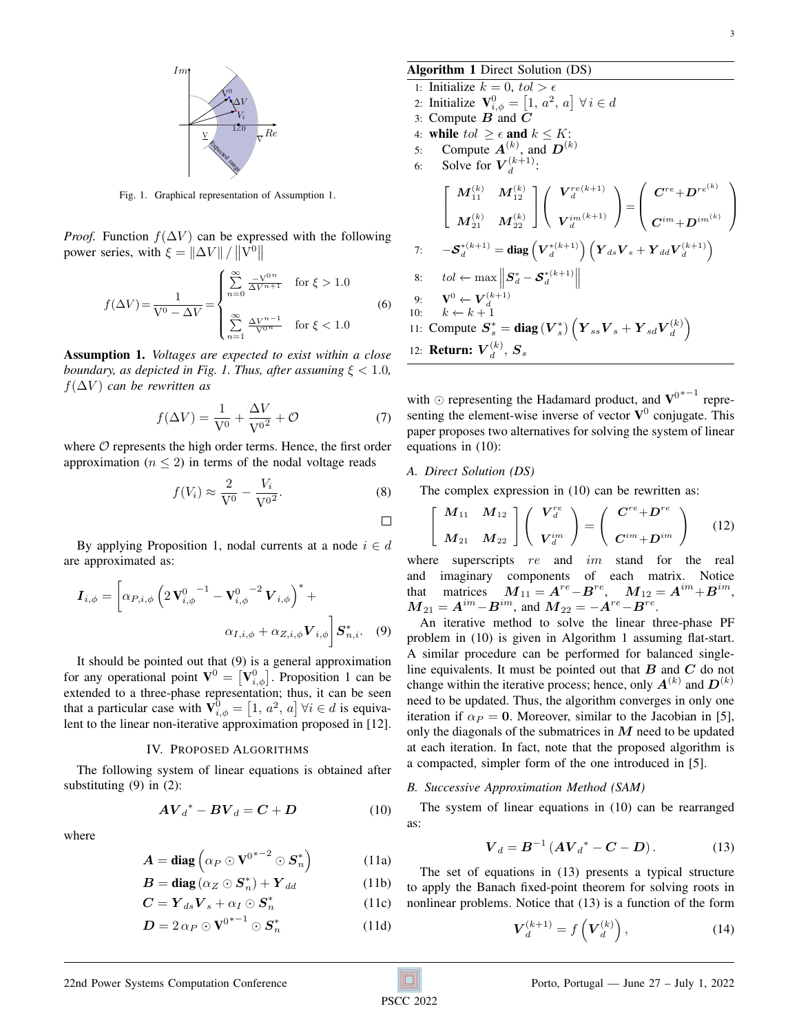Fig. 1. Graphical representation of Assumption 1.

*Proof.* Function $f(\Delta V)$ can be expressed with the following power series, with $\xi = \|\Delta V\| / \|\mathrm{V}^0\|$

$$f(\Delta V) = \frac{1}{\mathrm{V}^0 - \Delta V} = \begin{cases} \sum_{n=0}^{\infty} \frac{-\mathrm{V}^{0\,n}}{\Delta V^{n+1}} & \text{for } \xi > 1.0 \\ \sum_{n=1}^{\infty} \frac{\Delta V^{n-1}}{\mathrm{V}^{0\,n}} & \text{for } \xi < 1.0 \end{cases} \tag{6}$$

**Assumption 1.** *Voltages are expected to exist within a close boundary, as depicted in Fig. 1. Thus, after assuming $\xi < 1.0$, $f(\Delta V)$ can be rewritten as*

$$f(\Delta V) = \frac{1}{\mathrm{V}^0} + \frac{\Delta V}{\mathrm{V}^{0\,2}} + \mathcal{O} \tag{7}$$

where $\mathcal{O}$ represents the high order terms. Hence, the first order approximation ($n \leq 2$) in terms of the nodal voltage reads

$$f(V_i) \approx \frac{2}{\mathrm{V}^0} - \frac{V_i}{\mathrm{V}^{0\,2}}. \tag{8}$$

□

By applying Proposition 1, nodal currents at a node $i \in d$ are approximated as:

$$\boldsymbol{I}_{i,\phi} = \left[ \alpha_{P,i,\phi} \left( 2\,\mathbf{V}_{i,\phi}^{0\;\;-1} - \mathbf{V}_{i,\phi}^{0\;\;-2} \boldsymbol{V}_{i,\phi} \right)^* + \alpha_{I,i,\phi} + \alpha_{Z,i,\phi} \boldsymbol{V}_{i,\phi} \right] \boldsymbol{S}_{n,i}^*. \tag{9}$$

It should be pointed out that (9) is a general approximation for any operational point $\mathbf{V}^0 = \left[\mathbf{V}_{i,\phi}^0\right]$. Proposition 1 can be extended to a three-phase representation; thus, it can be seen that a particular case with $\mathbf{V}_{i,\phi}^0 = \left[1,\, a^2,\, a\right] \forall i \in d$ is equivalent to the linear non-iterative approximation proposed in [12].

## IV. Proposed Algorithms

The following system of linear equations is obtained after substituting (9) in (2):

$$\boldsymbol{A}\boldsymbol{V}_d^{\,*} - \boldsymbol{B}\boldsymbol{V}_d = \boldsymbol{C} + \boldsymbol{D} \tag{10}$$

where

$$\boldsymbol{A} = \mathbf{diag}\left(\alpha_P \odot \mathbf{V}^{0^{*-2}} \odot \boldsymbol{S}_n^*\right) \tag{11a}$$

$$\boldsymbol{B} = \mathbf{diag}\left(\alpha_Z \odot \boldsymbol{S}_n^*\right) + \boldsymbol{Y}_{dd} \tag{11b}$$

$$\boldsymbol{C} = \boldsymbol{Y}_{ds}\boldsymbol{V}_s + \alpha_I \odot \boldsymbol{S}_n^* \tag{11c}$$

$$\boldsymbol{D} = 2\,\alpha_P \odot \mathbf{V}^{0^{*-1}} \odot \boldsymbol{S}_n^* \tag{11d}$$

**Algorithm 1** Direct Solution (DS)

1: Initialize $k = 0$, $tol > \epsilon$
2: Initialize $\mathbf{V}_{i,\phi}^0 = \left[1,\, a^2,\, a\right] \forall i \in d$
3: Compute $\boldsymbol{B}$ and $\boldsymbol{C}$
4: **while** $tol \geq \epsilon$ **and** $k \leq K$:
5: Compute $\boldsymbol{A}^{(k)}$, and $\boldsymbol{D}^{(k)}$
6: Solve for $\boldsymbol{V}_d^{(k+1)}$:

$$\begin{bmatrix} \boldsymbol{M}_{11}^{(k)} & \boldsymbol{M}_{12}^{(k)} \\ \boldsymbol{M}_{21}^{(k)} & \boldsymbol{M}_{22}^{(k)} \end{bmatrix} \begin{pmatrix} \boldsymbol{V}_d^{re(k+1)} \\ \boldsymbol{V}_d^{im(k+1)} \end{pmatrix} = \begin{pmatrix} \boldsymbol{C}^{re} + \boldsymbol{D}^{re^{(k)}} \\ \boldsymbol{C}^{im} + \boldsymbol{D}^{im^{(k)}} \end{pmatrix}$$

7: $-\boldsymbol{\mathcal{S}}_d^{*(k+1)} = \mathbf{diag}\left(\boldsymbol{V}_d^{*(k+1)}\right)\left(\boldsymbol{Y}_{ds}\boldsymbol{V}_s + \boldsymbol{Y}_{dd}\boldsymbol{V}_d^{(k+1)}\right)$
8: $tol \leftarrow \max\left\|\boldsymbol{S}_d^* - \boldsymbol{\mathcal{S}}_d^{*(k+1)}\right\|$
9: $\mathbf{V}^0 \leftarrow \boldsymbol{V}_d^{(k+1)}$
10: $k \leftarrow k + 1$
11: Compute $\boldsymbol{S}_s^* = \mathbf{diag}\left(\boldsymbol{V}_s^*\right)\left(\boldsymbol{Y}_{ss}\boldsymbol{V}_s + \boldsymbol{Y}_{sd}\boldsymbol{V}_d^{(k)}\right)$
12: **Return:** $\boldsymbol{V}_d^{(k)}$, $\boldsymbol{S}_s$

with $\odot$ representing the Hadamard product, and $\mathbf{V}^{0^{*-1}}$ representing the element-wise inverse of vector $\mathbf{V}^0$ conjugate. This paper proposes two alternatives for solving the system of linear equations in (10):

### A. Direct Solution (DS)

The complex expression in (10) can be rewritten as:

$$\begin{bmatrix} \boldsymbol{M}_{11} & \boldsymbol{M}_{12} \\ \boldsymbol{M}_{21} & \boldsymbol{M}_{22} \end{bmatrix} \begin{pmatrix} \boldsymbol{V}_d^{re} \\ \boldsymbol{V}_d^{im} \end{pmatrix} = \begin{pmatrix} \boldsymbol{C}^{re} + \boldsymbol{D}^{re} \\ \boldsymbol{C}^{im} + \boldsymbol{D}^{im} \end{pmatrix} \tag{12}$$

where superscripts $re$ and $im$ stand for the real and imaginary components of each matrix. Notice that matrices $\boldsymbol{M}_{11} = \boldsymbol{A}^{re} - \boldsymbol{B}^{re}$, $\boldsymbol{M}_{12} = \boldsymbol{A}^{im} + \boldsymbol{B}^{im}$, $\boldsymbol{M}_{21} = \boldsymbol{A}^{im} - \boldsymbol{B}^{im}$, and $\boldsymbol{M}_{22} = -\boldsymbol{A}^{re} - \boldsymbol{B}^{re}$.

An iterative method to solve the linear three-phase PF problem in (10) is given in Algorithm 1 assuming flat-start. A similar procedure can be performed for balanced single-line equivalents. It must be pointed out that $\boldsymbol{B}$ and $\boldsymbol{C}$ do not change within the iterative process; hence, only $\boldsymbol{A}^{(k)}$ and $\boldsymbol{D}^{(k)}$ need to be updated. Thus, the algorithm converges in only one iteration if $\alpha_P = \mathbf{0}$. Moreover, similar to the Jacobian in [5], only the diagonals of the submatrices in $\boldsymbol{M}$ need to be updated at each iteration. In fact, note that the proposed algorithm is a compacted, simpler form of the one introduced in [5].

### B. Successive Approximation Method (SAM)

The system of linear equations in (10) can be rearranged as:

$$\boldsymbol{V}_d = \boldsymbol{B}^{-1}\left(\boldsymbol{A}\boldsymbol{V}_d^{\,*} - \boldsymbol{C} - \boldsymbol{D}\right). \tag{13}$$

The set of equations in (13) presents a typical structure to apply the Banach fixed-point theorem for solving roots in nonlinear problems. Notice that (13) is a function of the form

$$\boldsymbol{V}_d^{(k+1)} = f\left(\boldsymbol{V}_d^{(k)}\right), \tag{14}$$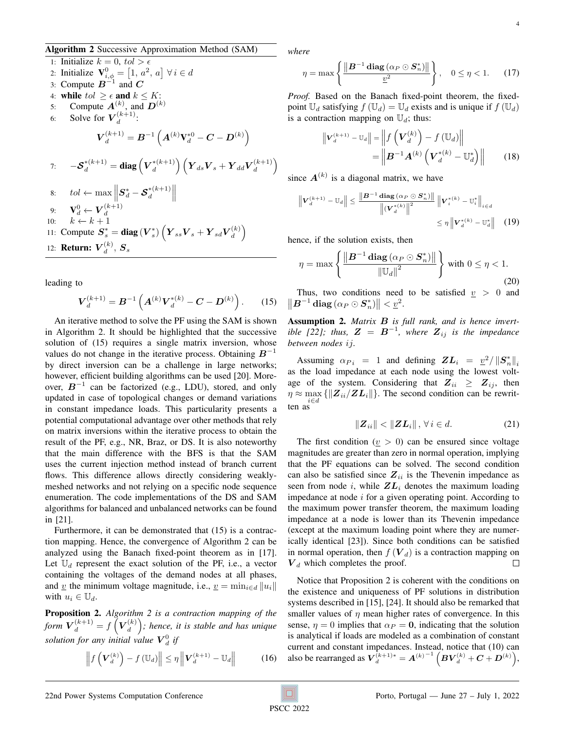**Algorithm 2** Successive Approximation Method (SAM)

1: Initialize $k = 0$, $tol > \epsilon$
2: Initialize $\mathbf{V}^0_{i,\phi} = \begin{bmatrix}1, \ a^2, \ a\end{bmatrix} \ \forall \, i \in d$
3: Compute $\boldsymbol{B}^{-1}$ and $\boldsymbol{C}$
4: **while** $tol \geq \epsilon$ **and** $k \leq K$:
5: Compute $\boldsymbol{A}^{(k)}$, and $\boldsymbol{D}^{(k)}$
6: Solve for $\boldsymbol{V}_d^{(k+1)}$:

$$\boldsymbol{V}_d^{(k+1)} = \boldsymbol{B}^{-1}\left(\boldsymbol{A}^{(k)}\mathbf{V}_d^{*0} - \boldsymbol{C} - \boldsymbol{D}^{(k)}\right)$$

7: $$-\boldsymbol{\mathcal{S}}_d^{*(k+1)} = \mathbf{diag}\left(\boldsymbol{V}_d^{*(k+1)}\right)\left(\boldsymbol{Y}_{ds}\boldsymbol{V}_s + \boldsymbol{Y}_{dd}\boldsymbol{V}_d^{(k+1)}\right)$$

8: $tol \leftarrow \max \left\| \boldsymbol{S}_d^* - \boldsymbol{\mathcal{S}}_d^{*(k+1)} \right\|$
9: $\mathbf{V}_d^0 \leftarrow \boldsymbol{V}_d^{(k+1)}$
10: $k \leftarrow k + 1$
11: Compute $\boldsymbol{S}_s^* = \mathbf{diag}\left(\boldsymbol{V}_s^*\right)\left(\boldsymbol{Y}_{ss}\boldsymbol{V}_s + \boldsymbol{Y}_{sd}\boldsymbol{V}_d^{(k)}\right)$
12: **Return:** $\boldsymbol{V}_d^{(k)}$, $\boldsymbol{S}_s$

leading to

$$\boldsymbol{V}_d^{(k+1)} = \boldsymbol{B}^{-1}\left(\boldsymbol{A}^{(k)}\boldsymbol{V}_d^{*(k)} - \boldsymbol{C} - \boldsymbol{D}^{(k)}\right). \tag{15}$$

An iterative method to solve the PF using the SAM is shown in Algorithm 2. It should be highlighted that the successive solution of (15) requires a single matrix inversion, whose values do not change in the iterative process. Obtaining $\boldsymbol{B}^{-1}$ by direct inversion can be a challenge in large networks; however, efficient building algorithms can be used [20]. Moreover, $\boldsymbol{B}^{-1}$ can be factorized (e.g., LDU), stored, and only updated in case of topological changes or demand variations in constant impedance loads. This particularity presents a potential computational advantage over other methods that rely on matrix inversions within the iterative process to obtain the result of the PF, e.g., NR, Braz, or DS. It is also noteworthy that the main difference with the BFS is that the SAM uses the current injection method instead of branch current flows. This difference allows directly considering weakly-meshed networks and not relying on a specific node sequence enumeration. The code implementations of the DS and SAM algorithms for balanced and unbalanced networks can be found in [21].

Furthermore, it can be demonstrated that (15) is a contraction mapping. Hence, the convergence of Algorithm 2 can be analyzed using the Banach fixed-point theorem as in [17]. Let $\mathbb{U}_d$ represent the exact solution of the PF, i.e., a vector containing the voltages of the demand nodes at all phases, and $\underline{v}$ the minimum voltage magnitude, i.e., $\underline{v} = \min_{i \in d} \|u_i\|$ with $u_i \in \mathbb{U}_d$.

**Proposition 2.** *Algorithm 2 is a contraction mapping of the form $\boldsymbol{V}_d^{(k+1)} = f\left(\boldsymbol{V}_d^{(k)}\right)$; hence, it is stable and has unique solution for any initial value $\boldsymbol{V}_d^0$ if*

$$\left\| f\left(\boldsymbol{V}_d^{(k)}\right) - f\left(\mathbb{U}_d\right) \right\| \leq \eta \left\| \boldsymbol{V}_d^{(k+1)} - \mathbb{U}_d \right\| \tag{16}$$

*where*

$$\eta = \max\left\{ \frac{\left\| \boldsymbol{B}^{-1}\, \mathbf{diag}\left(\alpha_P \odot \boldsymbol{S}_n^*\right) \right\|}{\underline{v}^2} \right\}, \quad 0 \leq \eta < 1. \tag{17}$$

*Proof.* Based on the Banach fixed-point theorem, the fixed-point $\mathbb{U}_d$ satisfying $f\left(\mathbb{U}_d\right) = \mathbb{U}_d$ exists and is unique if $f\left(\mathbb{U}_d\right)$ is a contraction mapping on $\mathbb{U}_d$; thus:

$$\begin{aligned} \left\| \boldsymbol{V}_d^{(k+1)} - \mathbb{U}_d \right\| &= \left\| f\left(\boldsymbol{V}_d^{(k)}\right) - f\left(\mathbb{U}_d\right) \right\| \\ &= \left\| \boldsymbol{B}^{-1}\boldsymbol{A}^{(k)}\left(\boldsymbol{V}_d^{*(k)} - \mathbb{U}_d^*\right) \right\| \end{aligned} \tag{18}$$

since $\boldsymbol{A}^{(k)}$ is a diagonal matrix, we have

$$\begin{aligned} \left\| \boldsymbol{V}_d^{(k+1)} - \mathbb{U}_d \right\| &\leq \frac{\left\| \boldsymbol{B}^{-1}\, \mathbf{diag}\left(\alpha_P \odot \boldsymbol{S}_n^*\right) \right\|}{\left\| \left(\boldsymbol{V}_d^{*(k)}\right\|^2 \right.} \left\| \boldsymbol{V}_i^{*(k)} - \mathbb{U}_i^* \right\|_{i \in d} \\ &\leq \eta \left\| \boldsymbol{V}_d^{*(k)} - \mathbb{U}_d^* \right\| \end{aligned} \tag{19}$$

hence, if the solution exists, then

$$\eta = \max\left\{ \frac{\left\| \boldsymbol{B}^{-1}\, \mathbf{diag}\left(\alpha_P \odot \boldsymbol{S}_n^*\right) \right\|}{\left\| \mathbb{U}_d \right\|^2} \right\} \text{ with } 0 \leq \eta < 1. \tag{20}$$

Thus, two conditions need to be satisfied $\underline{v} > 0$ and $\left\| \boldsymbol{B}^{-1}\, \mathbf{diag}\left(\alpha_P \odot \boldsymbol{S}_n^*\right) \right\| < \underline{v}^2$.

**Assumption 2.** *Matrix $\boldsymbol{B}$ is full rank, and is hence invertible [22]; thus, $\boldsymbol{Z} = \boldsymbol{B}^{-1}$, where $\boldsymbol{Z}_{ij}$ is the impedance between nodes $ij$.*

Assuming $\alpha_{P\,i} = 1$ and defining $\boldsymbol{ZL}_i = \underline{v}^2 / \left\| \boldsymbol{S}_n^* \right\|_i$ as the load impedance at each node using the lowest voltage of the system. Considering that $\boldsymbol{Z}_{ii} \geq \boldsymbol{Z}_{ij}$, then $\eta \approx \max_{i \in d} \{ \| \boldsymbol{Z}_{ii} / \boldsymbol{ZL}_i \| \}$. The second condition can be rewritten as

$$\left\| \boldsymbol{Z}_{ii} \right\| < \left\| \boldsymbol{ZL}_i \right\|, \, \forall \, i \in d. \tag{21}$$

The first condition ($\underline{v} > 0$) can be ensured since voltage magnitudes are greater than zero in normal operation, implying that the PF equations can be solved. The second condition can also be satisfied since $\boldsymbol{Z}_{ii}$ is the Thevenin impedance as seen from node $i$, while $\boldsymbol{ZL}_i$ denotes the maximum loading impedance at node $i$ for a given operating point. According to the maximum power transfer theorem, the maximum loading impedance at a node is lower than its Thevenin impedance (except at the maximum loading point where they are numerically identical [23]). Since both conditions can be satisfied in normal operation, then $f\left(\boldsymbol{V}_d\right)$ is a contraction mapping on $\boldsymbol{V}_d$ which completes the proof. □

Notice that Proposition 2 is coherent with the conditions on the existence and uniqueness of PF solutions in distribution systems described in [15], [24]. It should also be remarked that smaller values of $\eta$ mean higher rates of convergence. In this sense, $\eta = 0$ implies that $\alpha_P = \mathbf{0}$, indicating that the solution is analytical if loads are modeled as a combination of constant current and constant impedances. Instead, notice that (10) can also be rearranged as $\boldsymbol{V}_d^{(k+1)*} = \boldsymbol{A}^{(k)^{-1}}\left(\boldsymbol{B}\boldsymbol{V}_d^{(k)} + \boldsymbol{C} + \boldsymbol{D}^{(k)}\right)$,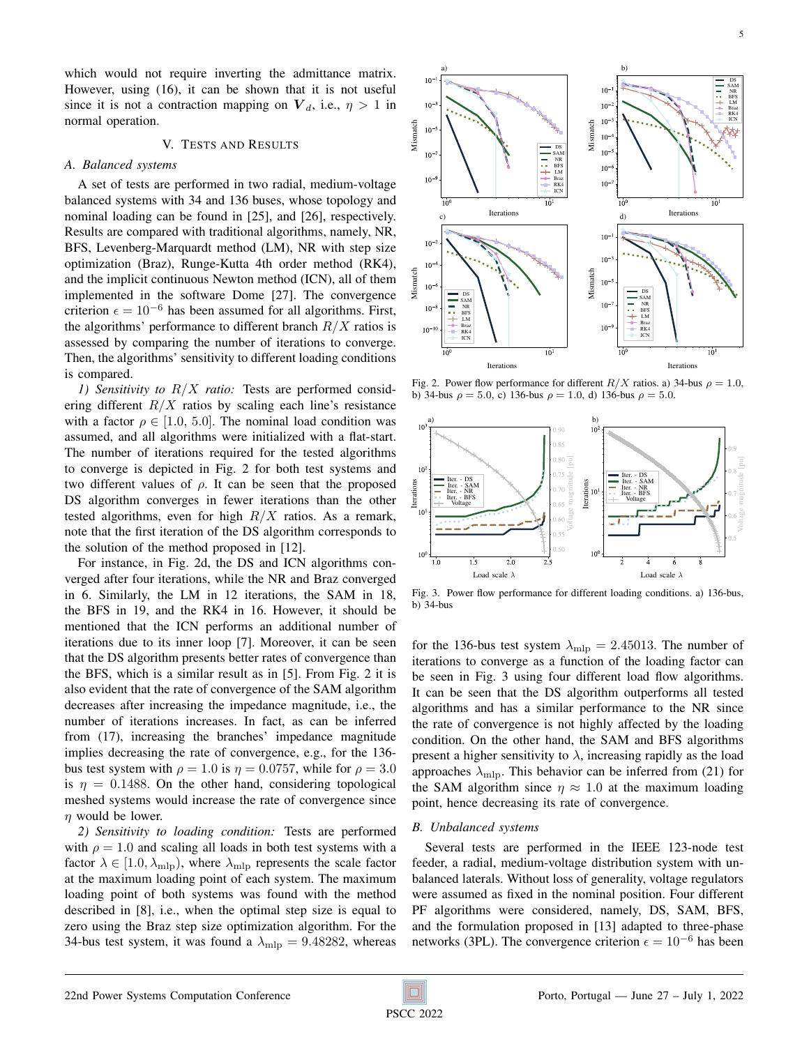which would not require inverting the admittance matrix. However, using (16), it can be shown that it is not useful since it is not a contraction mapping on $\boldsymbol{V}_d$, i.e., $\eta > 1$ in normal operation.

## V. Tests and Results

### A. Balanced systems

A set of tests are performed in two radial, medium-voltage balanced systems with 34 and 136 buses, whose topology and nominal loading can be found in [25], and [26], respectively. Results are compared with traditional algorithms, namely, NR, BFS, Levenberg-Marquardt method (LM), NR with step size optimization (Braz), Runge-Kutta 4th order method (RK4), and the implicit continuous Newton method (ICN), all of them implemented in the software Dome [27]. The convergence criterion $\epsilon = 10^{-6}$ has been assumed for all algorithms. First, the algorithms' performance to different branch $R/X$ ratios is assessed by comparing the number of iterations to converge. Then, the algorithms' sensitivity to different loading conditions is compared.

*1) Sensitivity to $R/X$ ratio:* Tests are performed considering different $R/X$ ratios by scaling each line's resistance with a factor $\rho \in [1.0, 5.0]$. The nominal load condition was assumed, and all algorithms were initialized with a flat-start. The number of iterations required for the tested algorithms to converge is depicted in Fig. 2 for both test systems and two different values of $\rho$. It can be seen that the proposed DS algorithm converges in fewer iterations than the other tested algorithms, even for high $R/X$ ratios. As a remark, note that the first iteration of the DS algorithm corresponds to the solution of the method proposed in [12].

For instance, in Fig. 2d, the DS and ICN algorithms converged after four iterations, while the NR and Braz converged in 6. Similarly, the LM in 12 iterations, the SAM in 18, the BFS in 19, and the RK4 in 16. However, it should be mentioned that the ICN performs an additional number of iterations due to its inner loop [7]. Moreover, it can be seen that the DS algorithm presents better rates of convergence than the BFS, which is a similar result as in [5]. From Fig. 2 it is also evident that the rate of convergence of the SAM algorithm decreases after increasing the impedance magnitude, i.e., the number of iterations increases. In fact, as can be inferred from (17), increasing the branches' impedance magnitude implies decreasing the rate of convergence, e.g., for the 136-bus test system with $\rho = 1.0$ is $\eta = 0.0757$, while for $\rho = 3.0$ is $\eta = 0.1488$. On the other hand, considering topological meshed systems would increase the rate of convergence since $\eta$ would be lower.

*2) Sensitivity to loading condition:* Tests are performed with $\rho = 1.0$ and scaling all loads in both test systems with a factor $\lambda \in [1.0, \lambda_{\text{mlp}})$, where $\lambda_{\text{mlp}}$ represents the scale factor at the maximum loading point of each system. The maximum loading point of both systems was found with the method described in [8], i.e., when the optimal step size is equal to zero using the Braz step size optimization algorithm. For the 34-bus test system, it was found a $\lambda_{\text{mlp}} = 9.48282$, whereas for the 136-bus test system $\lambda_{\text{mlp}} = 2.45013$. The number of iterations to converge as a function of the loading factor can be seen in Fig. 3 using four different load flow algorithms. It can be seen that the DS algorithm outperforms all tested algorithms and has a similar performance to the NR since the rate of convergence is not highly affected by the loading condition. On the other hand, the SAM and BFS algorithms present a higher sensitivity to $\lambda$, increasing rapidly as the load approaches $\lambda_{\text{mlp}}$. This behavior can be inferred from (21) for the SAM algorithm since $\eta \approx 1.0$ at the maximum loading point, hence decreasing its rate of convergence.

Fig. 2. Power flow performance for different $R/X$ ratios. a) 34-bus $\rho = 1.0$, b) 34-bus $\rho = 5.0$, c) 136-bus $\rho = 1.0$, d) 136-bus $\rho = 5.0$.

Fig. 3. Power flow performance for different loading conditions. a) 136-bus, b) 34-bus

### B. Unbalanced systems

Several tests are performed in the IEEE 123-node test feeder, a radial, medium-voltage distribution system with unbalanced laterals. Without loss of generality, voltage regulators were assumed as fixed in the nominal position. Four different PF algorithms were considered, namely, DS, SAM, BFS, and the formulation proposed in [13] adapted to three-phase networks (3PL). The convergence criterion $\epsilon = 10^{-6}$ has been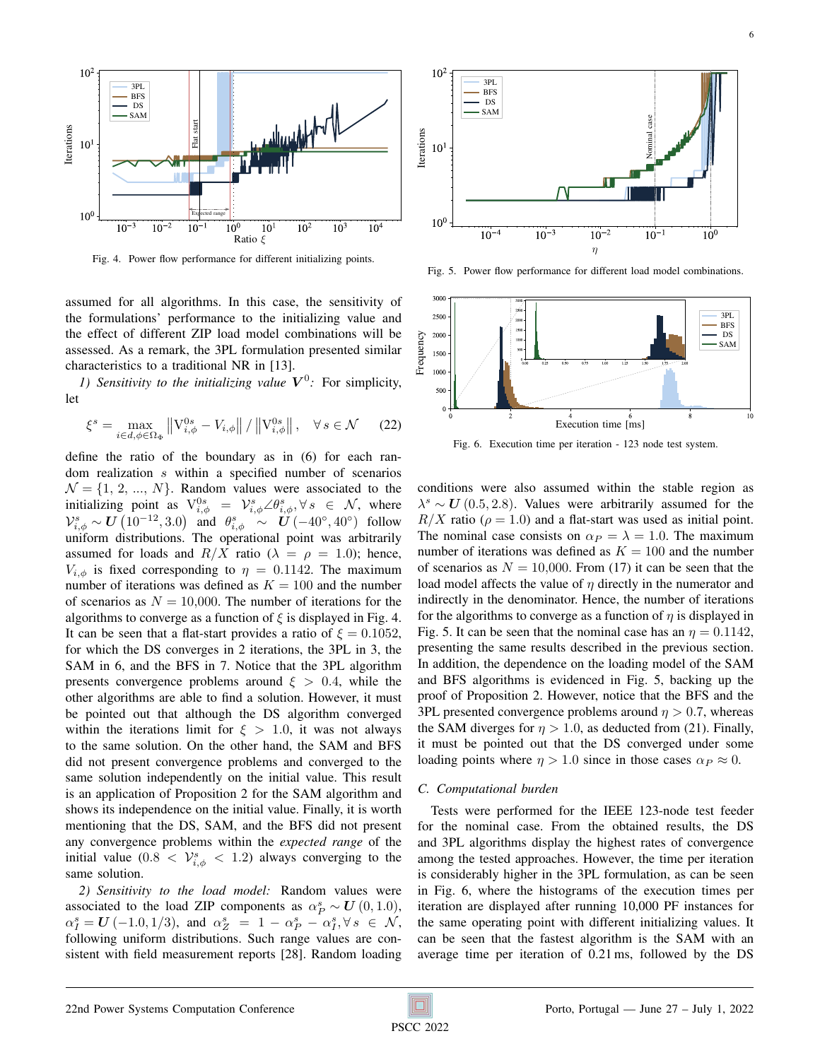Fig. 4. Power flow performance for different initializing points.

Fig. 5. Power flow performance for different load model combinations.

Fig. 6. Execution time per iteration - 123 node test system.

assumed for all algorithms. In this case, the sensitivity of the formulations' performance to the initializing value and the effect of different ZIP load model combinations will be assessed. As a remark, the 3PL formulation presented similar characteristics to a traditional NR in [13].

*1) Sensitivity to the initializing value $\boldsymbol{V}^0$:* For simplicity, let

$$\xi^s = \max_{i \in d, \phi \in \Omega_\Phi} \left\| \mathrm{V}_{i,\phi}^{0s} - V_{i,\phi} \right\| / \left\| \mathrm{V}_{i,\phi}^{0s} \right\|, \quad \forall s \in \mathcal{N} \tag{22}$$

define the ratio of the boundary as in (6) for each random realization $s$ within a specified number of scenarios $\mathcal{N} = \{1, 2, ..., N\}$. Random values were associated to the initializing point as $\mathrm{V}_{i,\phi}^{0s} = \mathcal{V}_{i,\phi}^{s} \angle \theta_{i,\phi}^{s}, \forall s \in \mathcal{N}$, where $\mathcal{V}_{i,\phi}^{s} \sim \boldsymbol{U}\left(10^{-12}, 3.0\right)$ and $\theta_{i,\phi}^{s} \sim \boldsymbol{U}\left(-40^\circ, 40^\circ\right)$ follow uniform distributions. The operational point was arbitrarily assumed for loads and $R/X$ ratio ($\lambda = \rho = 1.0$); hence, $V_{i,\phi}$ is fixed corresponding to $\eta = 0.1142$. The maximum number of iterations was defined as $K = 100$ and the number of scenarios as $N = 10{,}000$. The number of iterations for the algorithms to converge as a function of $\xi$ is displayed in Fig. 4. It can be seen that a flat-start provides a ratio of $\xi = 0.1052$, for which the DS converges in 2 iterations, the 3PL in 3, the SAM in 6, and the BFS in 7. Notice that the 3PL algorithm presents convergence problems around $\xi > 0.4$, while the other algorithms are able to find a solution. However, it must be pointed out that although the DS algorithm converged within the iterations limit for $\xi > 1.0$, it was not always to the same solution. On the other hand, the SAM and BFS did not present convergence problems and converged to the same solution independently on the initial value. This result is an application of Proposition 2 for the SAM algorithm and shows its independence on the initial value. Finally, it is worth mentioning that the DS, SAM, and the BFS did not present any convergence problems within the *expected range* of the initial value ($0.8 < \mathcal{V}_{i,\phi}^{s} < 1.2$) always converging to the same solution.

*2) Sensitivity to the load model:* Random values were associated to the load ZIP components as $\alpha_P^s \sim \boldsymbol{U}\left(0, 1.0\right)$, $\alpha_I^s = \boldsymbol{U}\left(-1.0, 1/3\right)$, and $\alpha_Z^s = 1 - \alpha_P^s - \alpha_I^s, \forall s \in \mathcal{N}$, following uniform distributions. Such range values are consistent with field measurement reports [28]. Random loading conditions were also assumed within the stable region as $\lambda^s \sim \boldsymbol{U}\left(0.5, 2.8\right)$. Values were arbitrarily assumed for the $R/X$ ratio ($\rho = 1.0$) and a flat-start was used as initial point. The nominal case consists on $\alpha_P = \lambda = 1.0$. The maximum number of iterations was defined as $K = 100$ and the number of scenarios as $N = 10{,}000$. From (17) it can be seen that the load model affects the value of $\eta$ directly in the numerator and indirectly in the denominator. Hence, the number of iterations for the algorithms to converge as a function of $\eta$ is displayed in Fig. 5. It can be seen that the nominal case has an $\eta = 0.1142$, presenting the same results described in the previous section. In addition, the dependence on the loading model of the SAM and BFS algorithms is evidenced in Fig. 5, backing up the proof of Proposition 2. However, notice that the BFS and the 3PL presented convergence problems around $\eta > 0.7$, whereas the SAM diverges for $\eta > 1.0$, as deducted from (21). Finally, it must be pointed out that the DS converged under some loading points where $\eta > 1.0$ since in those cases $\alpha_P \approx 0$.

### C. Computational burden

Tests were performed for the IEEE 123-node test feeder for the nominal case. From the obtained results, the DS and 3PL algorithms display the highest rates of convergence among the tested approaches. However, the time per iteration is considerably higher in the 3PL formulation, as can be seen in Fig. 6, where the histograms of the execution times per iteration are displayed after running 10,000 PF instances for the same operating point with different initializing values. It can be seen that the fastest algorithm is the SAM with an average time per iteration of 0.21 ms, followed by the DS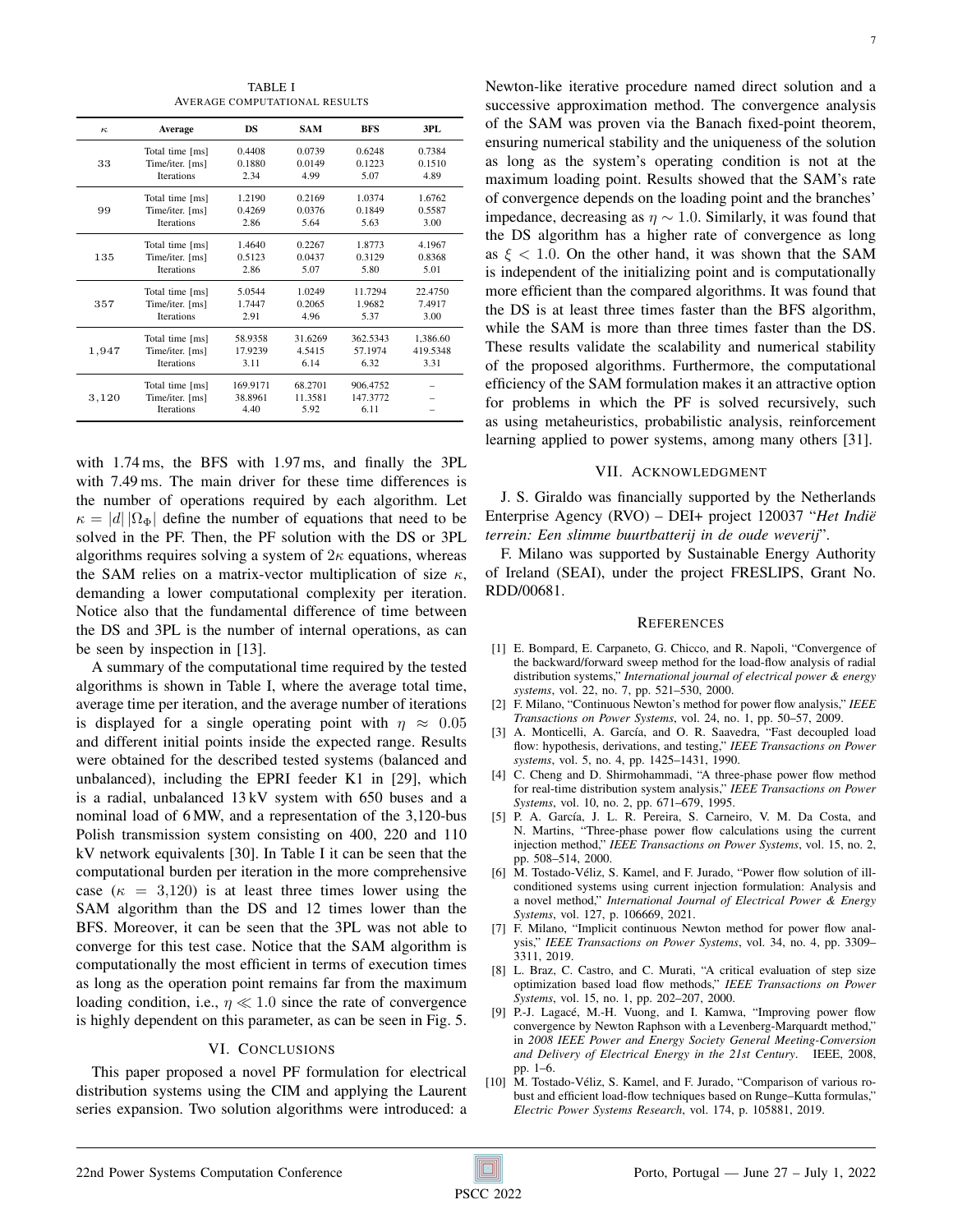TABLE I

AVERAGE COMPUTATIONAL RESULTS

| $\kappa$ | Average | DS | SAM | BFS | 3PL |
|---|---|---|---|---|---|
| 33 | Total time [ms] | 0.4408 | 0.0739 | 0.6248 | 0.7384 |
| | Time/iter. [ms] | 0.1880 | 0.0149 | 0.1223 | 0.1510 |
| | Iterations | 2.34 | 4.99 | 5.07 | 4.89 |
| 99 | Total time [ms] | 1.2190 | 0.2169 | 1.0374 | 1.6762 |
| | Time/iter. [ms] | 0.4269 | 0.0376 | 0.1849 | 0.5587 |
| | Iterations | 2.86 | 5.64 | 5.63 | 3.00 |
| 135 | Total time [ms] | 1.4640 | 0.2267 | 1.8773 | 4.1967 |
| | Time/iter. [ms] | 0.5123 | 0.0437 | 0.3129 | 0.8368 |
| | Iterations | 2.86 | 5.07 | 5.80 | 5.01 |
| 357 | Total time [ms] | 5.0544 | 1.0249 | 11.7294 | 22.4750 |
| | Time/iter. [ms] | 1.7447 | 0.2065 | 1.9682 | 7.4917 |
| | Iterations | 2.91 | 4.96 | 5.37 | 3.00 |
| 1,947 | Total time [ms] | 58.9358 | 31.6269 | 362.5343 | 1,386.60 |
| | Time/iter. [ms] | 17.9239 | 4.5415 | 57.1974 | 419.5348 |
| | Iterations | 3.11 | 6.14 | 6.32 | 3.31 |
| 3,120 | Total time [ms] | 169.9171 | 68.2701 | 906.4752 | – |
| | Time/iter. [ms] | 38.8961 | 11.3581 | 147.3772 | – |
| | Iterations | 4.40 | 5.92 | 6.11 | – |

with 1.74 ms, the BFS with 1.97 ms, and finally the 3PL with 7.49 ms. The main driver for these time differences is the number of operations required by each algorithm. Let $\kappa = |d|\,|\Omega_\Phi|$ define the number of equations that need to be solved in the PF. Then, the PF solution with the DS or 3PL algorithms requires solving a system of $2\kappa$ equations, whereas the SAM relies on a matrix-vector multiplication of size $\kappa$, demanding a lower computational complexity per iteration. Notice also that the fundamental difference of time between the DS and 3PL is the number of internal operations, as can be seen by inspection in [13].

A summary of the computational time required by the tested algorithms is shown in Table I, where the average total time, average time per iteration, and the average number of iterations is displayed for a single operating point with $\eta \approx 0.05$ and different initial points inside the expected range. Results were obtained for the described tested systems (balanced and unbalanced), including the EPRI feeder K1 in [29], which is a radial, unbalanced 13 kV system with 650 buses and a nominal load of 6 MW, and a representation of the 3,120-bus Polish transmission system consisting on 400, 220 and 110 kV network equivalents [30]. In Table I it can be seen that the computational burden per iteration in the more comprehensive case ($\kappa = 3{,}120$) is at least three times lower using the SAM algorithm than the DS and 12 times lower than the BFS. Moreover, it can be seen that the 3PL was not able to converge for this test case. Notice that the SAM algorithm is computationally the most efficient in terms of execution times as long as the operation point remains far from the maximum loading condition, i.e., $\eta \ll 1.0$ since the rate of convergence is highly dependent on this parameter, as can be seen in Fig. 5.

## VI. Conclusions

This paper proposed a novel PF formulation for electrical distribution systems using the CIM and applying the Laurent series expansion. Two solution algorithms were introduced: a Newton-like iterative procedure named direct solution and a successive approximation method. The convergence analysis of the SAM was proven via the Banach fixed-point theorem, ensuring numerical stability and the uniqueness of the solution as long as the system's operating condition is not at the maximum loading point. Results showed that the SAM's rate of convergence depends on the loading point and the branches' impedance, decreasing as $\eta \sim 1.0$. Similarly, it was found that the DS algorithm has a higher rate of convergence as long as $\xi < 1.0$. On the other hand, it was shown that the SAM is independent of the initializing point and is computationally more efficient than the compared algorithms. It was found that the DS is at least three times faster than the BFS algorithm, while the SAM is more than three times faster than the DS. These results validate the scalability and numerical stability of the proposed algorithms. Furthermore, the computational efficiency of the SAM formulation makes it an attractive option for problems in which the PF is solved recursively, such as using metaheuristics, probabilistic analysis, reinforcement learning applied to power systems, among many others [31].

## VII. Acknowledgment

J. S. Giraldo was financially supported by the Netherlands Enterprise Agency (RVO) – DEI+ project 120037 "*Het Indië terrein: Een slimme buurtbatterij in de oude weverij*".

F. Milano was supported by Sustainable Energy Authority of Ireland (SEAI), under the project FRESLIPS, Grant No. RDD/00681.

## References

[1] E. Bompard, E. Carpaneto, G. Chicco, and R. Napoli, "Convergence of the backward/forward sweep method for the load-flow analysis of radial distribution systems," *International journal of electrical power & energy systems*, vol. 22, no. 7, pp. 521–530, 2000.

[2] F. Milano, "Continuous Newton's method for power flow analysis," *IEEE Transactions on Power Systems*, vol. 24, no. 1, pp. 50–57, 2009.

[3] A. Monticelli, A. García, and O. R. Saavedra, "Fast decoupled load flow: hypothesis, derivations, and testing," *IEEE Transactions on Power systems*, vol. 5, no. 4, pp. 1425–1431, 1990.

[4] C. Cheng and D. Shirmohammadi, "A three-phase power flow method for real-time distribution system analysis," *IEEE Transactions on Power Systems*, vol. 10, no. 2, pp. 671–679, 1995.

[5] P. A. García, J. L. R. Pereira, S. Carneiro, V. M. Da Costa, and N. Martins, "Three-phase power flow calculations using the current injection method," *IEEE Transactions on Power Systems*, vol. 15, no. 2, pp. 508–514, 2000.

[6] M. Tostado-Véliz, S. Kamel, and F. Jurado, "Power flow solution of ill-conditioned systems using current injection formulation: Analysis and a novel method," *International Journal of Electrical Power & Energy Systems*, vol. 127, p. 106669, 2021.

[7] F. Milano, "Implicit continuous Newton method for power flow analysis," *IEEE Transactions on Power Systems*, vol. 34, no. 4, pp. 3309–3311, 2019.

[8] L. Braz, C. Castro, and C. Murati, "A critical evaluation of step size optimization based load flow methods," *IEEE Transactions on Power Systems*, vol. 15, no. 1, pp. 202–207, 2000.

[9] P.-J. Lagacé, M.-H. Vuong, and I. Kamwa, "Improving power flow convergence by Newton Raphson with a Levenberg-Marquardt method," in *2008 IEEE Power and Energy Society General Meeting-Conversion and Delivery of Electrical Energy in the 21st Century*. IEEE, 2008, pp. 1–6.

[10] M. Tostado-Véliz, S. Kamel, and F. Jurado, "Comparison of various robust and efficient load-flow techniques based on Runge–Kutta formulas," *Electric Power Systems Research*, vol. 174, p. 105881, 2019.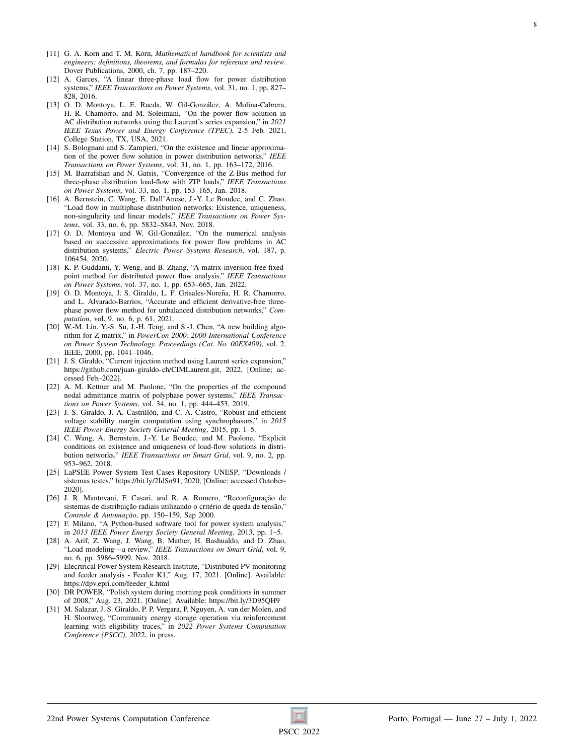[11] G. A. Korn and T. M. Korn, *Mathematical handbook for scientists and engineers: definitions, theorems, and formulas for reference and review*. Dover Publications, 2000, ch. 7, pp. 187–220.

[12] A. Garces, "A linear three-phase load flow for power distribution systems," *IEEE Transactions on Power Systems*, vol. 31, no. 1, pp. 827–828, 2016.

[13] O. D. Montoya, L. E. Rueda, W. Gil-González, A. Molina-Cabrera, H. R. Chamorro, and M. Soleimani, "On the power flow solution in AC distribution networks using the Laurent's series expansion," in *2021 IEEE Texas Power and Energy Conference (TPEC)*, 2-5 Feb. 2021, College Station, TX, USA, 2021.

[14] S. Bolognani and S. Zampieri, "On the existence and linear approximation of the power flow solution in power distribution networks," *IEEE Transactions on Power Systems*, vol. 31, no. 1, pp. 163–172, 2016.

[15] M. Bazrafshan and N. Gatsis, "Convergence of the Z-Bus method for three-phase distribution load-flow with ZIP loads," *IEEE Transactions on Power Systems*, vol. 33, no. 1, pp. 153–165, Jan. 2018.

[16] A. Bernstein, C. Wang, E. Dall'Anese, J.-Y. Le Boudec, and C. Zhao, "Load flow in multiphase distribution networks: Existence, uniqueness, non-singularity and linear models," *IEEE Transactions on Power Systems*, vol. 33, no. 6, pp. 5832–5843, Nov. 2018.

[17] O. D. Montoya and W. Gil-González, "On the numerical analysis based on successive approximations for power flow problems in AC distribution systems," *Electric Power Systems Research*, vol. 187, p. 106454, 2020.

[18] K. P. Guddanti, Y. Weng, and B. Zhang, "A matrix-inversion-free fixed-point method for distributed power flow analysis," *IEEE Transactions on Power Systems*, vol. 37, no. 1, pp. 653–665, Jan. 2022.

[19] O. D. Montoya, J. S. Giraldo, L. F. Grisales-Noreña, H. R. Chamorro, and L. Alvarado-Barrios, "Accurate and efficient derivative-free three-phase power flow method for unbalanced distribution networks," *Computation*, vol. 9, no. 6, p. 61, 2021.

[20] W.-M. Lin, Y.-S. Su, J.-H. Teng, and S.-J. Chen, "A new building algorithm for Z-matrix," in *PowerCon 2000. 2000 International Conference on Power System Technology. Proceedings (Cat. No. 00EX409)*, vol. 2. IEEE, 2000, pp. 1041–1046.

[21] J. S. Giraldo, "Current injection method using Laurent series expansion," https://github.com/juan-giraldo-ch/CIMLaurent.git, 2022, [Online; accessed Feb.-2022].

[22] A. M. Kettner and M. Paolone, "On the properties of the compound nodal admittance matrix of polyphase power systems," *IEEE Transactions on Power Systems*, vol. 34, no. 1, pp. 444–453, 2019.

[23] J. S. Giraldo, J. A. Castrillón, and C. A. Castro, "Robust and efficient voltage stability margin computation using synchrophasors," in *2015 IEEE Power Energy Society General Meeting*, 2015, pp. 1–5.

[24] C. Wang, A. Bernstein, J.-Y. Le Boudec, and M. Paolone, "Explicit conditions on existence and uniqueness of load-flow solutions in distribution networks," *IEEE Transactions on Smart Grid*, vol. 9, no. 2, pp. 953–962, 2018.

[25] LaPSEE Power System Test Cases Repository UNESP, "Downloads / sistemas testes," https://bit.ly/2IdSn91, 2020, [Online; accessed October-2020].

[26] J. R. Mantovani, F. Casari, and R. A. Romero, "Reconfiguração de sistemas de distribuição radiais utilizando o critério de queda de tensão," *Controle & Automação*, pp. 150–159, Sep 2000.

[27] F. Milano, "A Python-based software tool for power system analysis," in *2013 IEEE Power Energy Society General Meeting*, 2013, pp. 1–5.

[28] A. Arif, Z. Wang, J. Wang, B. Mather, H. Bashualdo, and D. Zhao, "Load modeling—a review," *IEEE Transactions on Smart Grid*, vol. 9, no. 6, pp. 5986–5999, Nov. 2018.

[29] Elecrtrical Power System Research Institute, "Distributed PV monitoring and feeder analysis - Feeder K1," Aug. 17, 2021. [Online]. Available: https://dpv.epri.com/feeder_k.html

[30] DR POWER, "Polish system during morning peak conditions in summer of 2008," Aug. 23, 2021. [Online]. Available: https://bit.ly/3D95QH9

[31] M. Salazar, J. S. Giraldo, P. P. Vergara, P. Nguyen, A. van der Molen, and H. Slootweg, "Community energy storage operation via reinforcement learning with eligibility traces," in *2022 Power Systems Computation Conference (PSCC)*, 2022, in press.